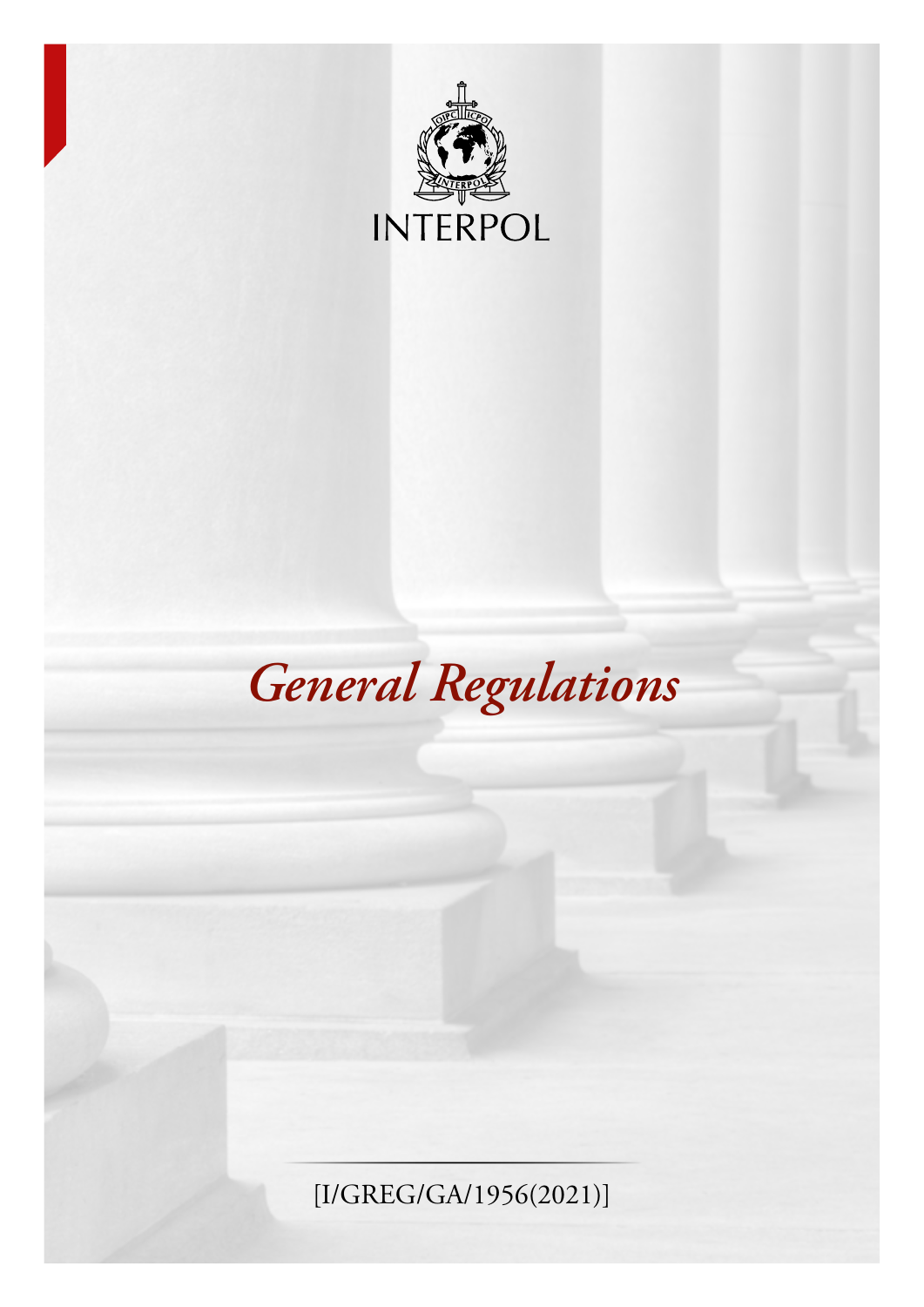INTERPOL

# *General Regulations*

[I/GREG/GA/1956(2021)]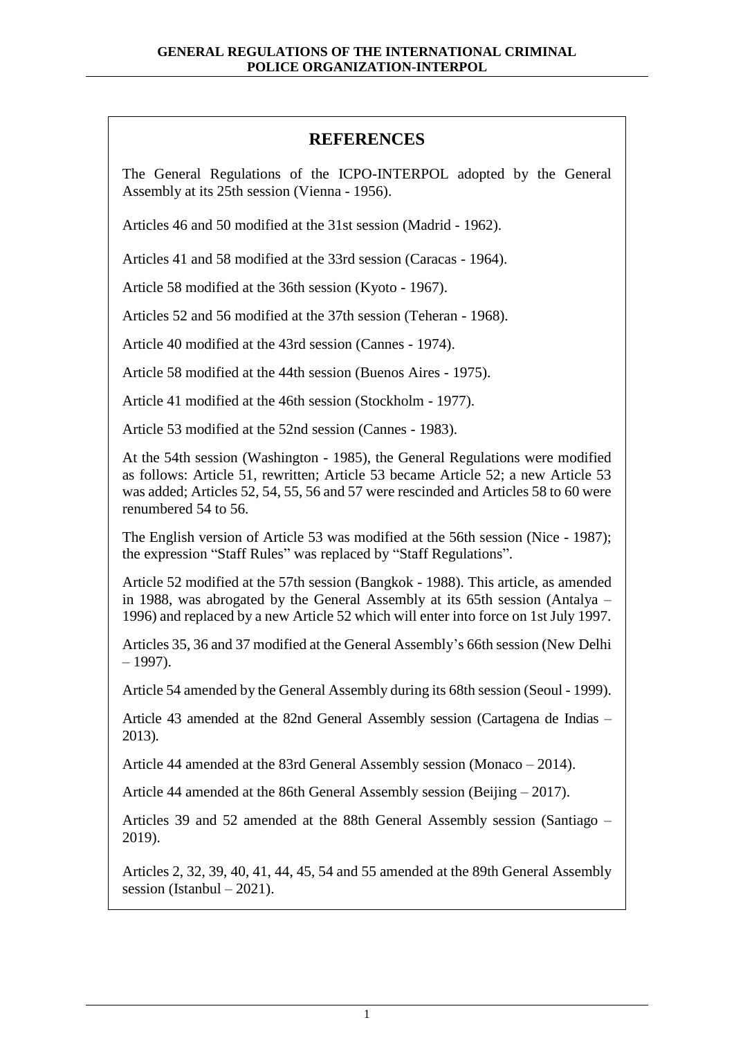## REFERENCES

The General Regulations of the ICPO-INTERPOL adopted by the General Assembly at its 25th session (Vienna - 1956).

Articles 46 and 50 modified at the 31st session (Madrid - 1962).

Articles 41 and 58 modified at the 33rd session (Caracas - 1964).

Article 58 modified at the 36th session (Kyoto - 1967).

Articles 52 and 56 modified at the 37th session (Teheran - 1968).

Article 40 modified at the 43rd session (Cannes - 1974).

Article 58 modified at the 44th session (Buenos Aires - 1975).

Article 41 modified at the 46th session (Stockholm - 1977).

Article 53 modified at the 52nd session (Cannes - 1983).

At the 54th session (Washington - 1985), the General Regulations were modified as follows: Article 51, rewritten; Article 53 became Article 52; a new Article 53 was added; Articles 52, 54, 55, 56 and 57 were rescinded and Articles 58 to 60 were renumbered 54 to 56.

The English version of Article 53 was modified at the 56th session (Nice - 1987); the expression "Staff Rules" was replaced by "Staff Regulations".

Article 52 modified at the 57th session (Bangkok - 1988). This article, as amended in 1988, was abrogated by the General Assembly at its 65th session (Antalya – 1996) and replaced by a new Article 52 which will enter into force on 1st July 1997.

Articles 35, 36 and 37 modified at the General Assembly's 66th session (New Delhi – 1997).

Article 54 amended by the General Assembly during its 68th session (Seoul - 1999).

Article 43 amended at the 82nd General Assembly session (Cartagena de Indias – 2013).

Article 44 amended at the 83rd General Assembly session (Monaco – 2014).

Article 44 amended at the 86th General Assembly session (Beijing – 2017).

Articles 39 and 52 amended at the 88th General Assembly session (Santiago – 2019).

Articles 2, 32, 39, 40, 41, 44, 45, 54 and 55 amended at the 89th General Assembly session (Istanbul – 2021).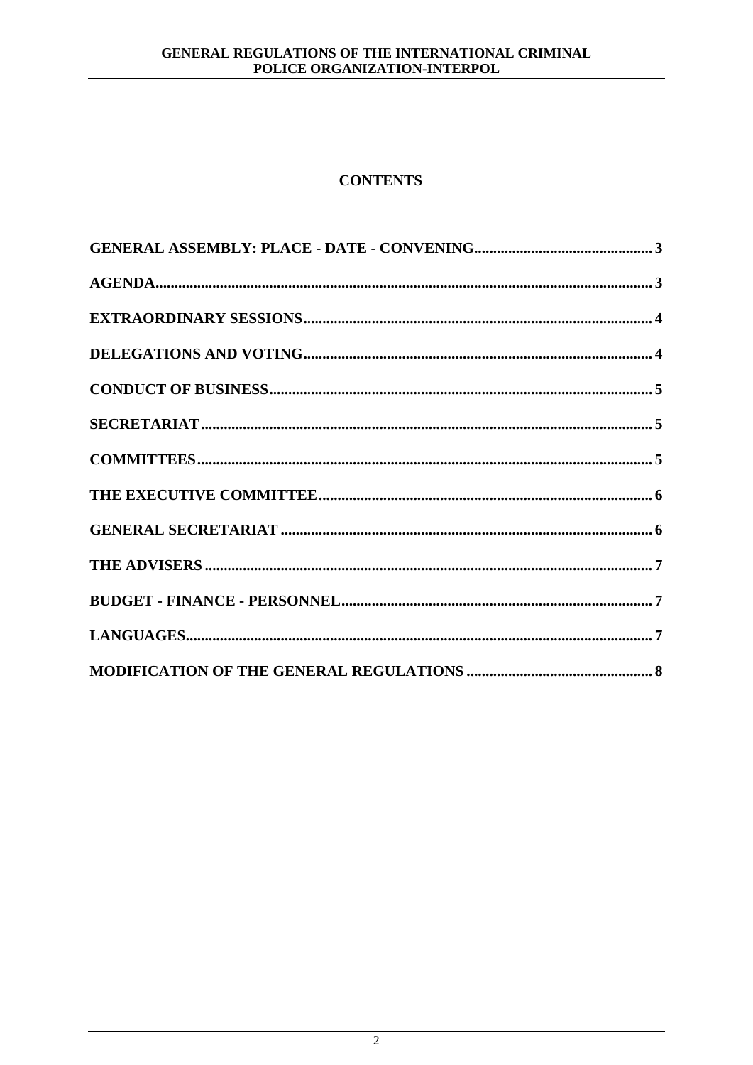## CONTENTS

| | |
|---|---|
| **GENERAL ASSEMBLY: PLACE - DATE - CONVENING** | **3** |
| **AGENDA** | **3** |
| **EXTRAORDINARY SESSIONS** | **4** |
| **DELEGATIONS AND VOTING** | **4** |
| **CONDUCT OF BUSINESS** | **5** |
| **SECRETARIAT** | **5** |
| **COMMITTEES** | **5** |
| **THE EXECUTIVE COMMITTEE** | **6** |
| **GENERAL SECRETARIAT** | **6** |
| **THE ADVISERS** | **7** |
| **BUDGET - FINANCE - PERSONNEL** | **7** |
| **LANGUAGES** | **7** |
| **MODIFICATION OF THE GENERAL REGULATIONS** | **8** |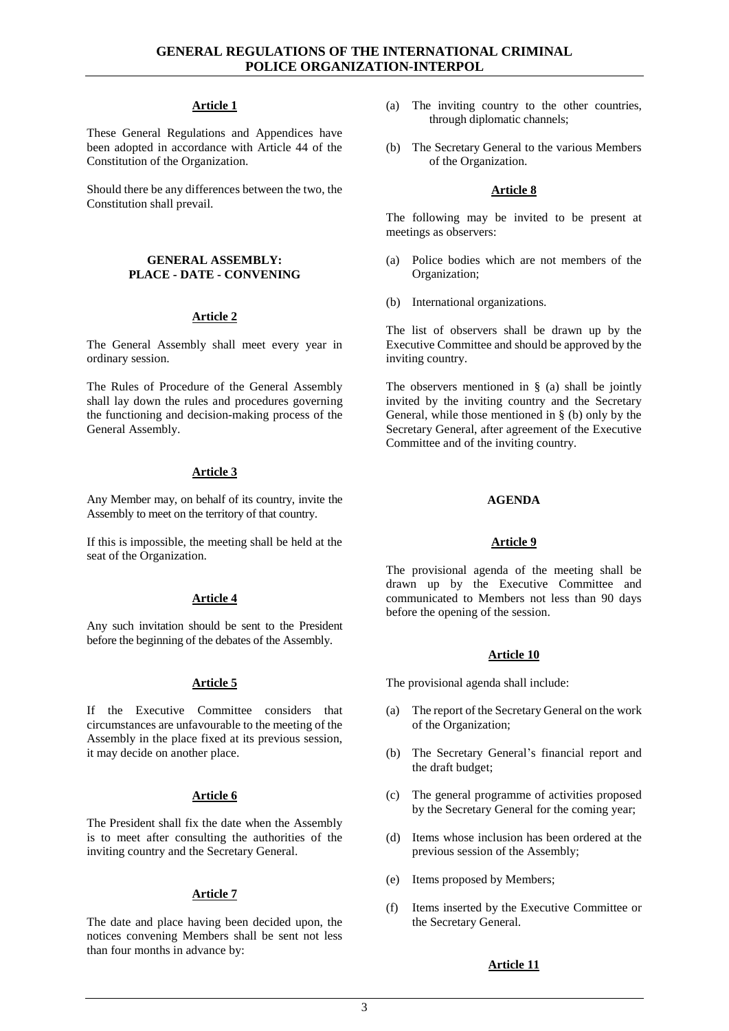## Article 1

These General Regulations and Appendices have been adopted in accordance with Article 44 of the Constitution of the Organization.

Should there be any differences between the two, the Constitution shall prevail.

### GENERAL ASSEMBLY: PLACE - DATE - CONVENING

## Article 2

The General Assembly shall meet every year in ordinary session.

The Rules of Procedure of the General Assembly shall lay down the rules and procedures governing the functioning and decision-making process of the General Assembly.

## Article 3

Any Member may, on behalf of its country, invite the Assembly to meet on the territory of that country.

If this is impossible, the meeting shall be held at the seat of the Organization.

## Article 4

Any such invitation should be sent to the President before the beginning of the debates of the Assembly.

## Article 5

If the Executive Committee considers that circumstances are unfavourable to the meeting of the Assembly in the place fixed at its previous session, it may decide on another place.

## Article 6

The President shall fix the date when the Assembly is to meet after consulting the authorities of the inviting country and the Secretary General.

## Article 7

The date and place having been decided upon, the notices convening Members shall be sent not less than four months in advance by:

(a) The inviting country to the other countries, through diplomatic channels;

(b) The Secretary General to the various Members of the Organization.

## Article 8

The following may be invited to be present at meetings as observers:

(a) Police bodies which are not members of the Organization;

(b) International organizations.

The list of observers shall be drawn up by the Executive Committee and should be approved by the inviting country.

The observers mentioned in § (a) shall be jointly invited by the inviting country and the Secretary General, while those mentioned in § (b) only by the Secretary General, after agreement of the Executive Committee and of the inviting country.

### AGENDA

## Article 9

The provisional agenda of the meeting shall be drawn up by the Executive Committee and communicated to Members not less than 90 days before the opening of the session.

## Article 10

The provisional agenda shall include:

(a) The report of the Secretary General on the work of the Organization;

(b) The Secretary General's financial report and the draft budget;

(c) The general programme of activities proposed by the Secretary General for the coming year;

(d) Items whose inclusion has been ordered at the previous session of the Assembly;

(e) Items proposed by Members;

(f) Items inserted by the Executive Committee or the Secretary General.

## Article 11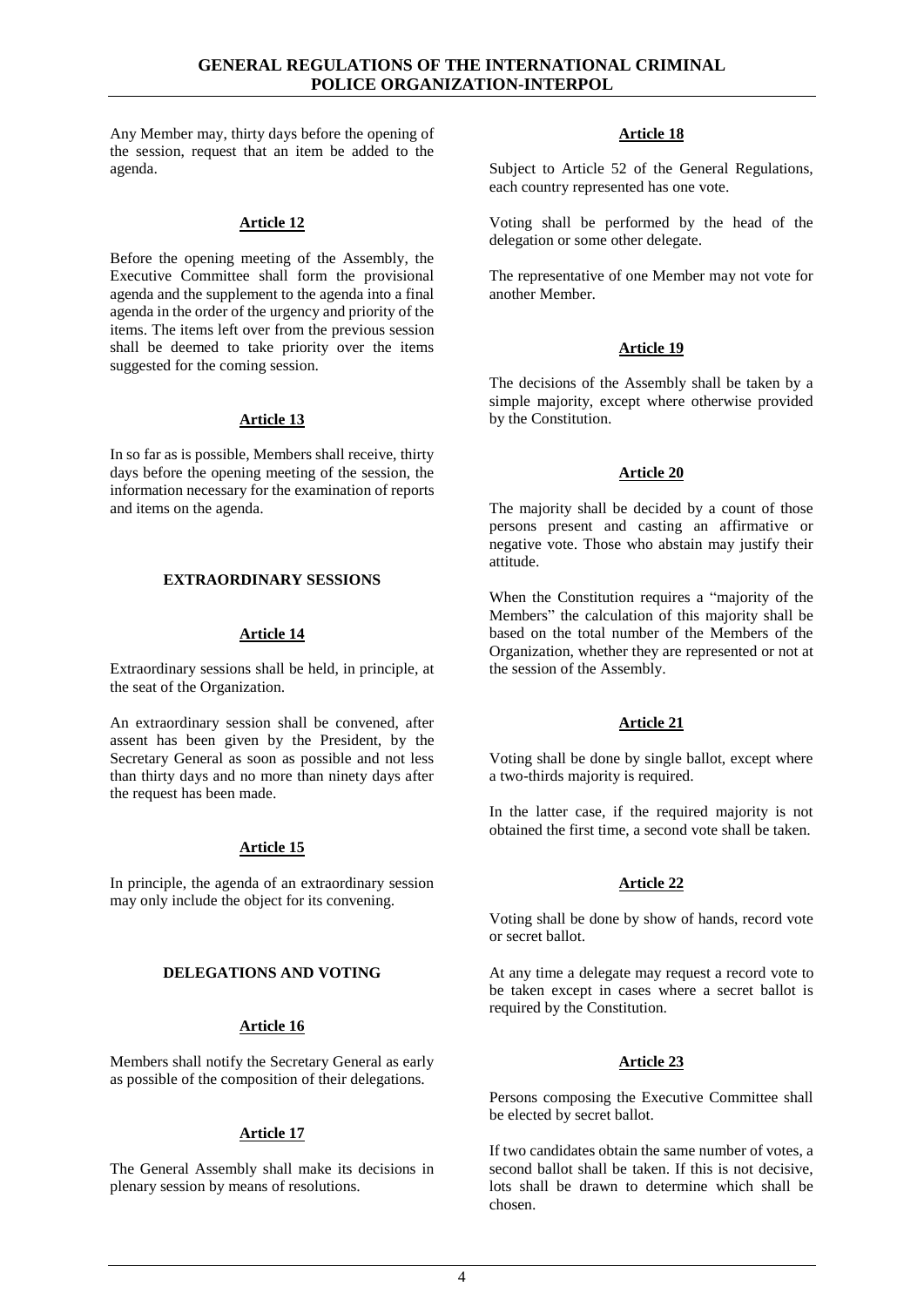Any Member may, thirty days before the opening of the session, request that an item be added to the agenda.

### Article 12

Before the opening meeting of the Assembly, the Executive Committee shall form the provisional agenda and the supplement to the agenda into a final agenda in the order of the urgency and priority of the items. The items left over from the previous session shall be deemed to take priority over the items suggested for the coming session.

### Article 13

In so far as is possible, Members shall receive, thirty days before the opening meeting of the session, the information necessary for the examination of reports and items on the agenda.

## EXTRAORDINARY SESSIONS

### Article 14

Extraordinary sessions shall be held, in principle, at the seat of the Organization.

An extraordinary session shall be convened, after assent has been given by the President, by the Secretary General as soon as possible and not less than thirty days and no more than ninety days after the request has been made.

### Article 15

In principle, the agenda of an extraordinary session may only include the object for its convening.

## DELEGATIONS AND VOTING

### Article 16

Members shall notify the Secretary General as early as possible of the composition of their delegations.

### Article 17

The General Assembly shall make its decisions in plenary session by means of resolutions.

### Article 18

Subject to Article 52 of the General Regulations, each country represented has one vote.

Voting shall be performed by the head of the delegation or some other delegate.

The representative of one Member may not vote for another Member.

### Article 19

The decisions of the Assembly shall be taken by a simple majority, except where otherwise provided by the Constitution.

### Article 20

The majority shall be decided by a count of those persons present and casting an affirmative or negative vote. Those who abstain may justify their attitude.

When the Constitution requires a "majority of the Members" the calculation of this majority shall be based on the total number of the Members of the Organization, whether they are represented or not at the session of the Assembly.

### Article 21

Voting shall be done by single ballot, except where a two-thirds majority is required.

In the latter case, if the required majority is not obtained the first time, a second vote shall be taken.

### Article 22

Voting shall be done by show of hands, record vote or secret ballot.

At any time a delegate may request a record vote to be taken except in cases where a secret ballot is required by the Constitution.

### Article 23

Persons composing the Executive Committee shall be elected by secret ballot.

If two candidates obtain the same number of votes, a second ballot shall be taken. If this is not decisive, lots shall be drawn to determine which shall be chosen.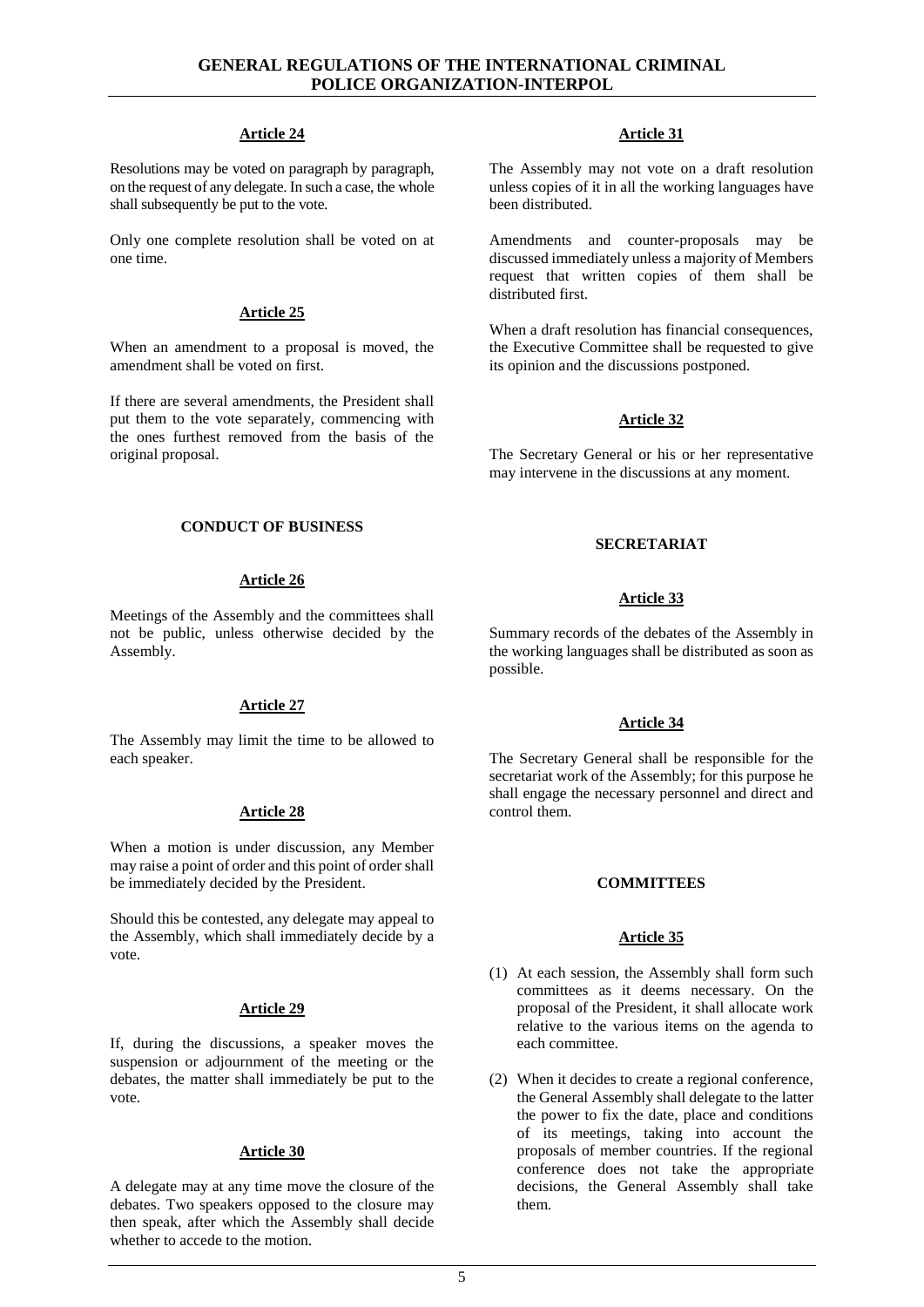### Article 24

Resolutions may be voted on paragraph by paragraph, on the request of any delegate. In such a case, the whole shall subsequently be put to the vote.

Only one complete resolution shall be voted on at one time.

### Article 25

When an amendment to a proposal is moved, the amendment shall be voted on first.

If there are several amendments, the President shall put them to the vote separately, commencing with the ones furthest removed from the basis of the original proposal.

## CONDUCT OF BUSINESS

### Article 26

Meetings of the Assembly and the committees shall not be public, unless otherwise decided by the Assembly.

### Article 27

The Assembly may limit the time to be allowed to each speaker.

### Article 28

When a motion is under discussion, any Member may raise a point of order and this point of order shall be immediately decided by the President.

Should this be contested, any delegate may appeal to the Assembly, which shall immediately decide by a vote.

### Article 29

If, during the discussions, a speaker moves the suspension or adjournment of the meeting or the debates, the matter shall immediately be put to the vote.

### Article 30

A delegate may at any time move the closure of the debates. Two speakers opposed to the closure may then speak, after which the Assembly shall decide whether to accede to the motion.

### Article 31

The Assembly may not vote on a draft resolution unless copies of it in all the working languages have been distributed.

Amendments and counter-proposals may be discussed immediately unless a majority of Members request that written copies of them shall be distributed first.

When a draft resolution has financial consequences, the Executive Committee shall be requested to give its opinion and the discussions postponed.

### Article 32

The Secretary General or his or her representative may intervene in the discussions at any moment.

## SECRETARIAT

### Article 33

Summary records of the debates of the Assembly in the working languages shall be distributed as soon as possible.

### Article 34

The Secretary General shall be responsible for the secretariat work of the Assembly; for this purpose he shall engage the necessary personnel and direct and control them.

## COMMITTEES

### Article 35

(1) At each session, the Assembly shall form such committees as it deems necessary. On the proposal of the President, it shall allocate work relative to the various items on the agenda to each committee.

(2) When it decides to create a regional conference, the General Assembly shall delegate to the latter the power to fix the date, place and conditions of its meetings, taking into account the proposals of member countries. If the regional conference does not take the appropriate decisions, the General Assembly shall take them.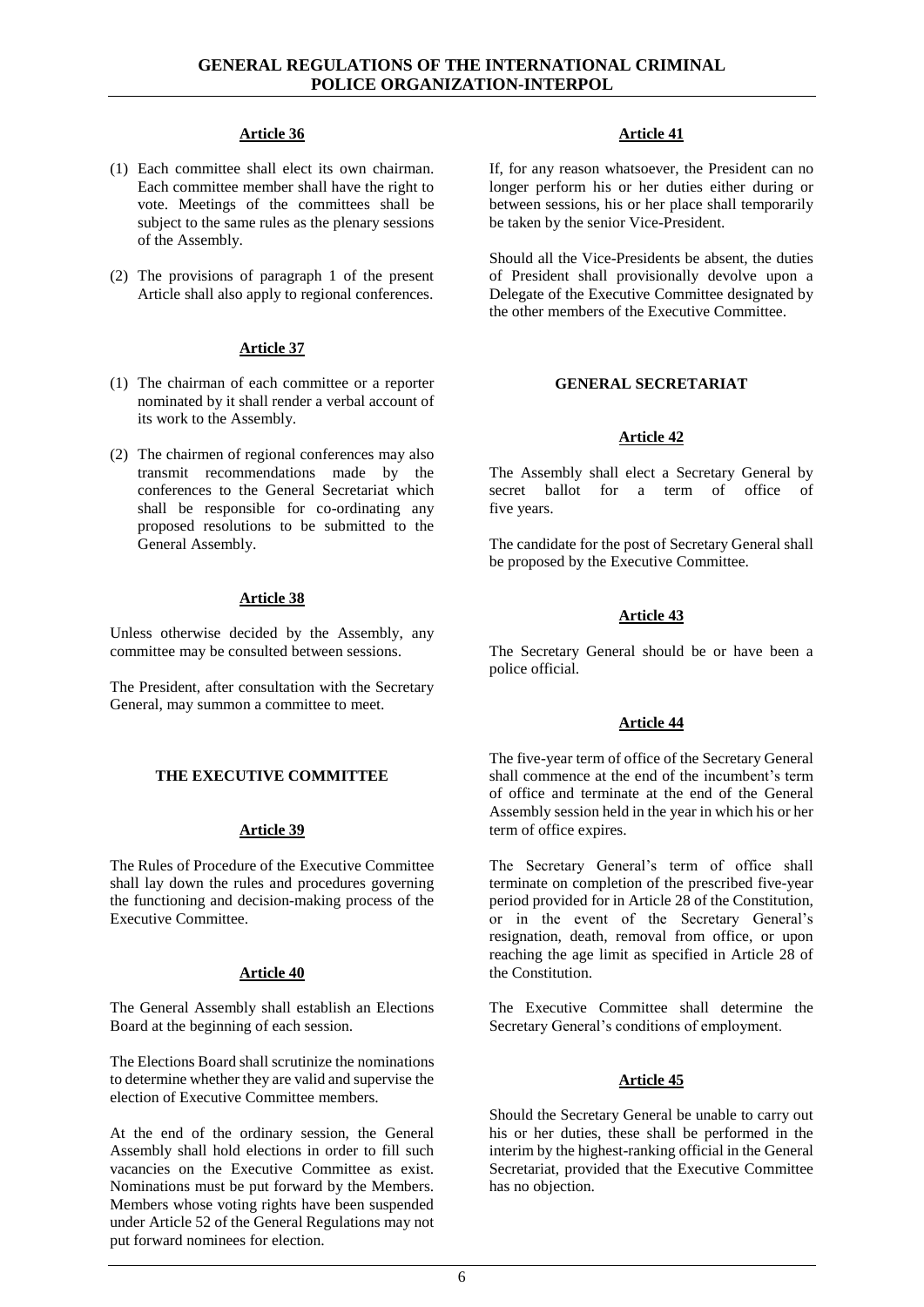## Article 36

(1) Each committee shall elect its own chairman. Each committee member shall have the right to vote. Meetings of the committees shall be subject to the same rules as the plenary sessions of the Assembly.

(2) The provisions of paragraph 1 of the present Article shall also apply to regional conferences.

## Article 37

(1) The chairman of each committee or a reporter nominated by it shall render a verbal account of its work to the Assembly.

(2) The chairmen of regional conferences may also transmit recommendations made by the conferences to the General Secretariat which shall be responsible for co-ordinating any proposed resolutions to be submitted to the General Assembly.

## Article 38

Unless otherwise decided by the Assembly, any committee may be consulted between sessions.

The President, after consultation with the Secretary General, may summon a committee to meet.

# THE EXECUTIVE COMMITTEE

## Article 39

The Rules of Procedure of the Executive Committee shall lay down the rules and procedures governing the functioning and decision-making process of the Executive Committee.

## Article 40

The General Assembly shall establish an Elections Board at the beginning of each session.

The Elections Board shall scrutinize the nominations to determine whether they are valid and supervise the election of Executive Committee members.

At the end of the ordinary session, the General Assembly shall hold elections in order to fill such vacancies on the Executive Committee as exist. Nominations must be put forward by the Members. Members whose voting rights have been suspended under Article 52 of the General Regulations may not put forward nominees for election.

## Article 41

If, for any reason whatsoever, the President can no longer perform his or her duties either during or between sessions, his or her place shall temporarily be taken by the senior Vice-President.

Should all the Vice-Presidents be absent, the duties of President shall provisionally devolve upon a Delegate of the Executive Committee designated by the other members of the Executive Committee.

# GENERAL SECRETARIAT

## Article 42

The Assembly shall elect a Secretary General by secret ballot for a term of office of five years.

The candidate for the post of Secretary General shall be proposed by the Executive Committee.

## Article 43

The Secretary General should be or have been a police official.

## Article 44

The five-year term of office of the Secretary General shall commence at the end of the incumbent's term of office and terminate at the end of the General Assembly session held in the year in which his or her term of office expires.

The Secretary General's term of office shall terminate on completion of the prescribed five-year period provided for in Article 28 of the Constitution, or in the event of the Secretary General's resignation, death, removal from office, or upon reaching the age limit as specified in Article 28 of the Constitution.

The Executive Committee shall determine the Secretary General's conditions of employment.

## Article 45

Should the Secretary General be unable to carry out his or her duties, these shall be performed in the interim by the highest-ranking official in the General Secretariat, provided that the Executive Committee has no objection.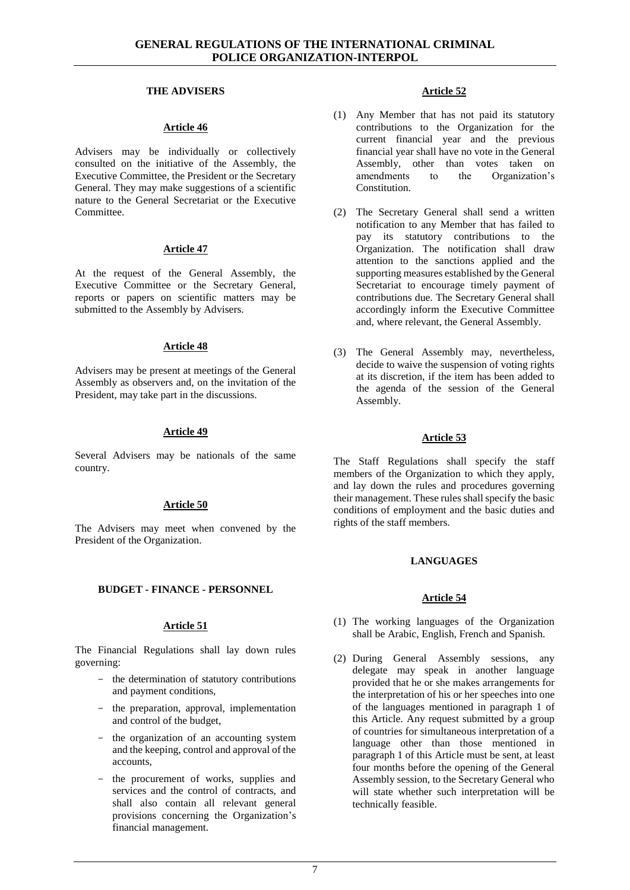### THE ADVISERS

#### Article 46

Advisers may be individually or collectively consulted on the initiative of the Assembly, the Executive Committee, the President or the Secretary General. They may make suggestions of a scientific nature to the General Secretariat or the Executive Committee.

#### Article 47

At the request of the General Assembly, the Executive Committee or the Secretary General, reports or papers on scientific matters may be submitted to the Assembly by Advisers.

#### Article 48

Advisers may be present at meetings of the General Assembly as observers and, on the invitation of the President, may take part in the discussions.

#### Article 49

Several Advisers may be nationals of the same country.

#### Article 50

The Advisers may meet when convened by the President of the Organization.

### BUDGET - FINANCE - PERSONNEL

#### Article 51

The Financial Regulations shall lay down rules governing:

- the determination of statutory contributions and payment conditions,
- the preparation, approval, implementation and control of the budget,
- the organization of an accounting system and the keeping, control and approval of the accounts,
- the procurement of works, supplies and services and the control of contracts, and shall also contain all relevant general provisions concerning the Organization's financial management.

#### Article 52

(1) Any Member that has not paid its statutory contributions to the Organization for the current financial year and the previous financial year shall have no vote in the General Assembly, other than votes taken on amendments to the Organization's Constitution.

(2) The Secretary General shall send a written notification to any Member that has failed to pay its statutory contributions to the Organization. The notification shall draw attention to the sanctions applied and the supporting measures established by the General Secretariat to encourage timely payment of contributions due. The Secretary General shall accordingly inform the Executive Committee and, where relevant, the General Assembly.

(3) The General Assembly may, nevertheless, decide to waive the suspension of voting rights at its discretion, if the item has been added to the agenda of the session of the General Assembly.

#### Article 53

The Staff Regulations shall specify the staff members of the Organization to which they apply, and lay down the rules and procedures governing their management. These rules shall specify the basic conditions of employment and the basic duties and rights of the staff members.

### LANGUAGES

#### Article 54

(1) The working languages of the Organization shall be Arabic, English, French and Spanish.

(2) During General Assembly sessions, any delegate may speak in another language provided that he or she makes arrangements for the interpretation of his or her speeches into one of the languages mentioned in paragraph 1 of this Article. Any request submitted by a group of countries for simultaneous interpretation of a language other than those mentioned in paragraph 1 of this Article must be sent, at least four months before the opening of the General Assembly session, to the Secretary General who will state whether such interpretation will be technically feasible.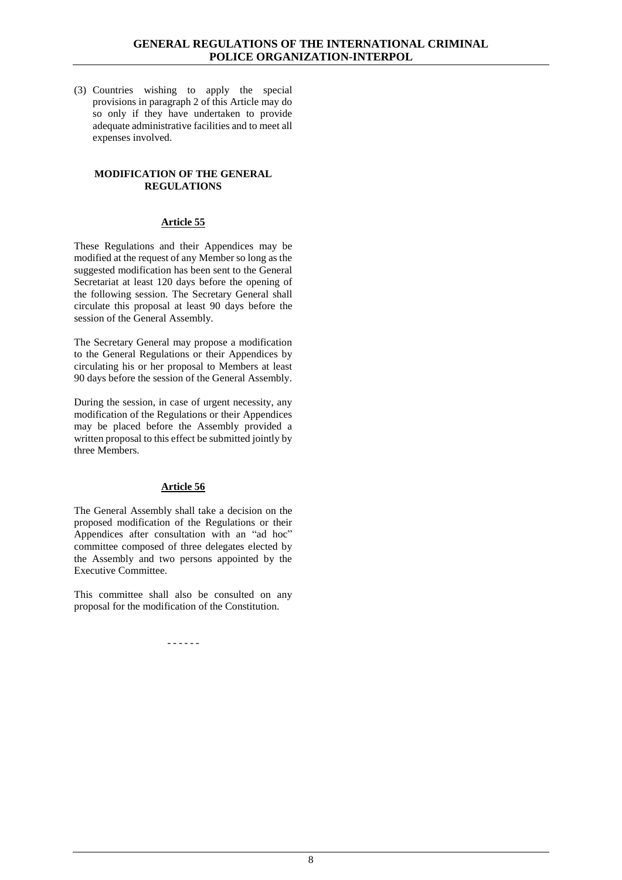(3) Countries wishing to apply the special provisions in paragraph 2 of this Article may do so only if they have undertaken to provide adequate administrative facilities and to meet all expenses involved.

## MODIFICATION OF THE GENERAL REGULATIONS

### Article 55

These Regulations and their Appendices may be modified at the request of any Member so long as the suggested modification has been sent to the General Secretariat at least 120 days before the opening of the following session. The Secretary General shall circulate this proposal at least 90 days before the session of the General Assembly.

The Secretary General may propose a modification to the General Regulations or their Appendices by circulating his or her proposal to Members at least 90 days before the session of the General Assembly.

During the session, in case of urgent necessity, any modification of the Regulations or their Appendices may be placed before the Assembly provided a written proposal to this effect be submitted jointly by three Members.

### Article 56

The General Assembly shall take a decision on the proposed modification of the Regulations or their Appendices after consultation with an "ad hoc" committee composed of three delegates elected by the Assembly and two persons appointed by the Executive Committee.

This committee shall also be consulted on any proposal for the modification of the Constitution.

\- - - - - -